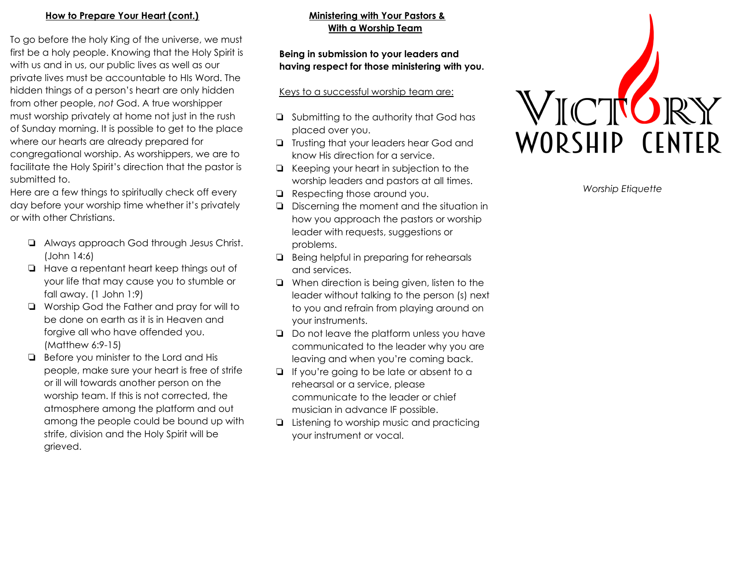## How to Prepare Your Heart (cont.)

To go before the holy King of the universe, we must first be a holy people. Knowing that the Holy Spirit is with us and in us, our public lives as well as our private lives must be accountable to HIs Word. The hidden things of a person's heart are only hidden from other people, *not* God. A true worshipper must worship privately at home not just in the rush of Sunday morning. It is possible to get to the place where our hearts are already prepared for congregational worship. As worshippers, we are to facilitate the Holy Spirit's direction that the pastor is submitted to.
Here are a few things to spiritually check off every day before your worship time whether it's privately or with other Christians.

- ❏ Always approach God through Jesus Christ. (John 14:6)
- ❏ Have a repentant heart keep things out of your life that may cause you to stumble or fall away. (1 John 1:9)
- ❏ Worship God the Father and pray for will to be done on earth as it is in Heaven and forgive all who have offended you. (Matthew 6:9-15)
- ❏ Before you minister to the Lord and His people, make sure your heart is free of strife or ill will towards another person on the worship team. If this is not corrected, the atmosphere among the platform and out among the people could be bound up with strife, division and the Holy Spirit will be grieved.

## Ministering with Your Pastors & With a Worship Team

**Being in submission to your leaders and having respect for those ministering with you.**

Keys to a successful worship team are:

- ❏ Submitting to the authority that God has placed over you.
- ❏ Trusting that your leaders hear God and know His direction for a service.
- ❏ Keeping your heart in subjection to the worship leaders and pastors at all times.
- ❏ Respecting those around you.
- ❏ Discerning the moment and the situation in how you approach the pastors or worship leader with requests, suggestions or problems.
- ❏ Being helpful in preparing for rehearsals and services.
- ❏ When direction is being given, listen to the leader without talking to the person (s) next to you and refrain from playing around on your instruments.
- ❏ Do not leave the platform unless you have communicated to the leader why you are leaving and when you're coming back.
- ❏ If you're going to be late or absent to a rehearsal or a service, please communicate to the leader or chief musician in advance IF possible.
- ❏ Listening to worship music and practicing your instrument or vocal.

# VICTORY WORSHIP CENTER

*Worship Etiquette*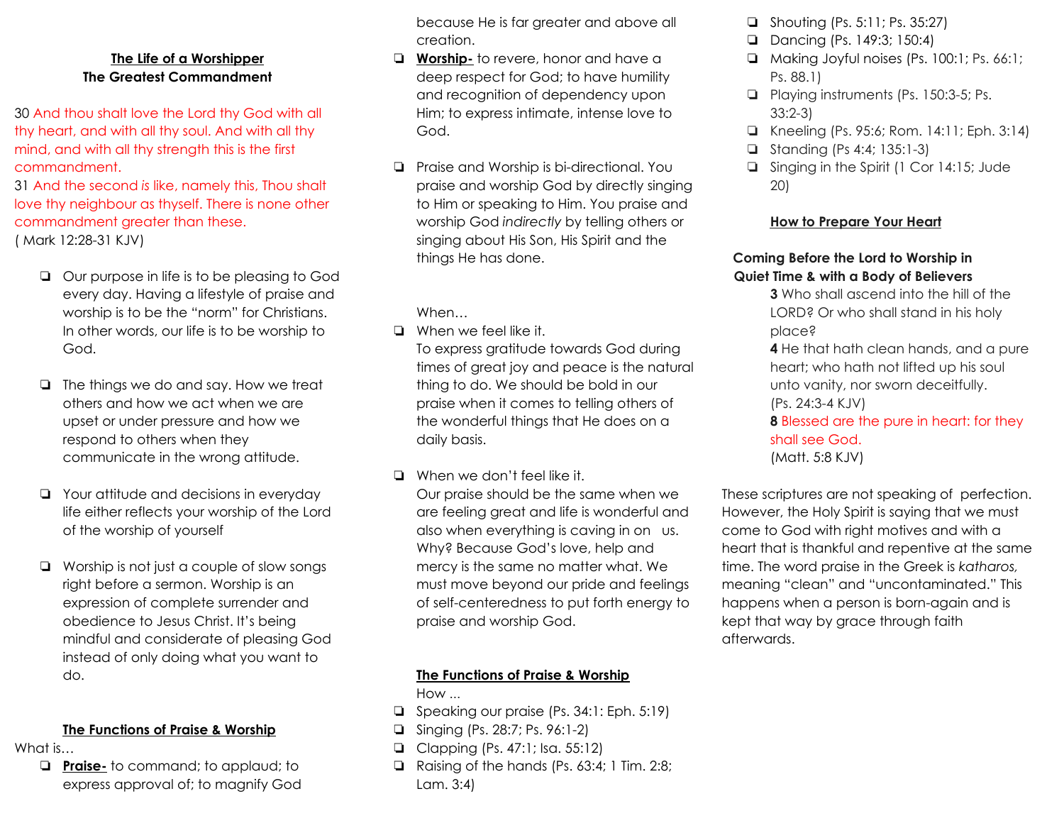## The Life of a Worshipper

## The Greatest Commandment

30 And thou shalt love the Lord thy God with all thy heart, and with all thy soul. And with all thy mind, and with all thy strength this is the first commandment.
31 And the second *is* like, namely this, Thou shalt love thy neighbour as thyself. There is none other commandment greater than these.
( Mark 12:28-31 KJV)

- Our purpose in life is to be pleasing to God every day. Having a lifestyle of praise and worship is to be the "norm" for Christians. In other words, our life is to be worship to God.

- The things we do and say. How we treat others and how we act when we are upset or under pressure and how we respond to others when they communicate in the wrong attitude.

- Your attitude and decisions in everyday life either reflects your worship of the Lord of the worship of yourself

- Worship is not just a couple of slow songs right before a sermon. Worship is an expression of complete surrender and obedience to Jesus Christ. It's being mindful and considerate of pleasing God instead of only doing what you want to do.

### The Functions of Praise & Worship

What is…

- **Praise-** to command; to applaud; to express approval of; to magnify God because He is far greater and above all creation.
- **Worship-** to revere, honor and have a deep respect for God; to have humility and recognition of dependency upon Him; to express intimate, intense love to God.

- Praise and Worship is bi-directional. You praise and worship God by directly singing to Him or speaking to Him. You praise and worship God *indirectly* by telling others or singing about His Son, His Spirit and the things He has done.

When…

- When we feel like it.
  To express gratitude towards God during times of great joy and peace is the natural thing to do. We should be bold in our praise when it comes to telling others of the wonderful things that He does on a daily basis.

- When we don't feel like it.
  Our praise should be the same when we are feeling great and life is wonderful and also when everything is caving in on us. Why? Because God's love, help and mercy is the same no matter what. We must move beyond our pride and feelings of self-centeredness to put forth energy to praise and worship God.

### The Functions of Praise & Worship

How ...

- Speaking our praise (Ps. 34:1: Eph. 5:19)
- Singing (Ps. 28:7; Ps. 96:1-2)
- Clapping (Ps. 47:1; Isa. 55:12)
- Raising of the hands (Ps. 63:4; 1 Tim. 2:8; Lam. 3:4)
- Shouting (Ps. 5:11; Ps. 35:27)
- Dancing (Ps. 149:3; 150:4)
- Making Joyful noises (Ps. 100:1; Ps. 66:1; Ps. 88.1)
- Playing instruments (Ps. 150:3-5; Ps. 33:2-3)
- Kneeling (Ps. 95:6; Rom. 14:11; Eph. 3:14)
- Standing (Ps 4:4; 135:1-3)
- Singing in the Spirit (1 Cor 14:15; Jude 20)

### How to Prepare Your Heart

**Coming Before the Lord to Worship in Quiet Time & with a Body of Believers**

**3** Who shall ascend into the hill of the LORD? Or who shall stand in his holy place?
**4** He that hath clean hands, and a pure heart; who hath not lifted up his soul unto vanity, nor sworn deceitfully.
(Ps. 24:3-4 KJV)
**8** Blessed are the pure in heart: for they shall see God.
(Matt. 5:8 KJV)

These scriptures are not speaking of perfection. However, the Holy Spirit is saying that we must come to God with right motives and with a heart that is thankful and repentive at the same time. The word praise in the Greek is *katharos,* meaning "clean" and "uncontaminated." This happens when a person is born-again and is kept that way by grace through faith afterwards.